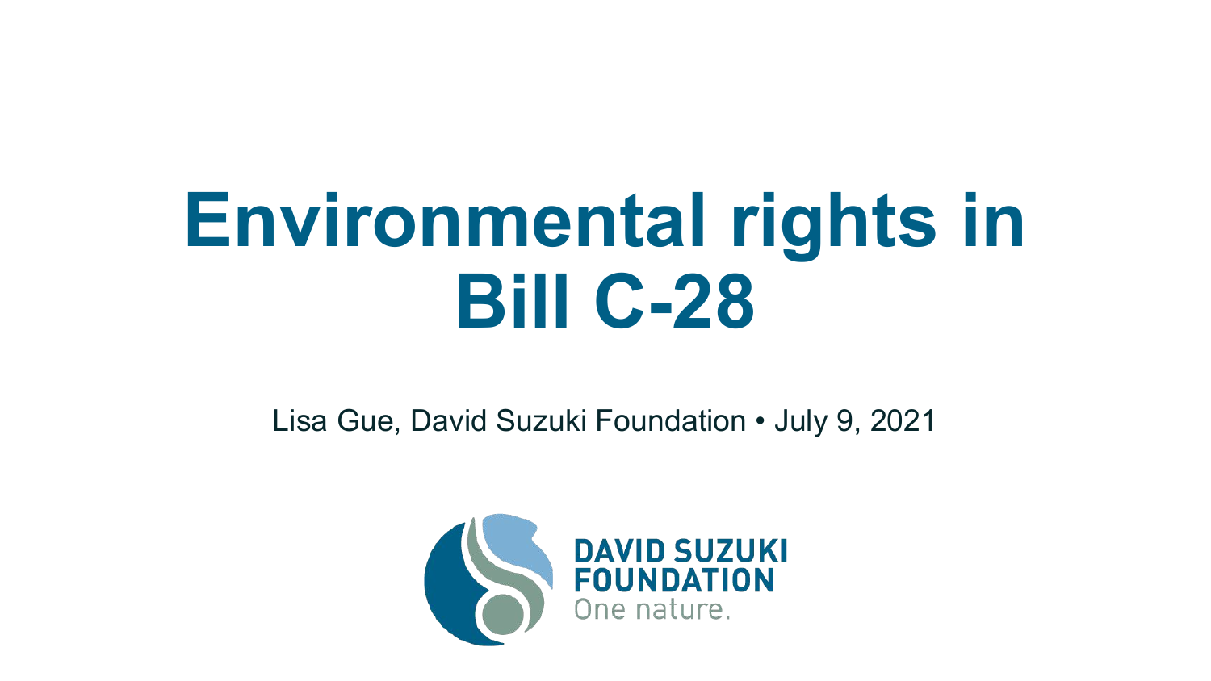# Environmental rights in Bill C-28

Lisa Gue, David Suzuki Foundation • July 9, 2021

DAVID SUZUKI FOUNDATION
One nature.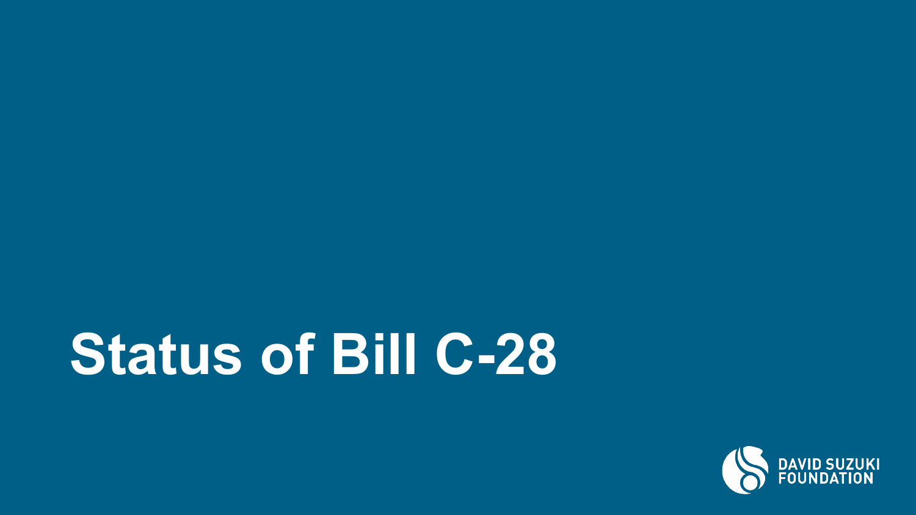# Status of Bill C-28

DAVID SUZUKI FOUNDATION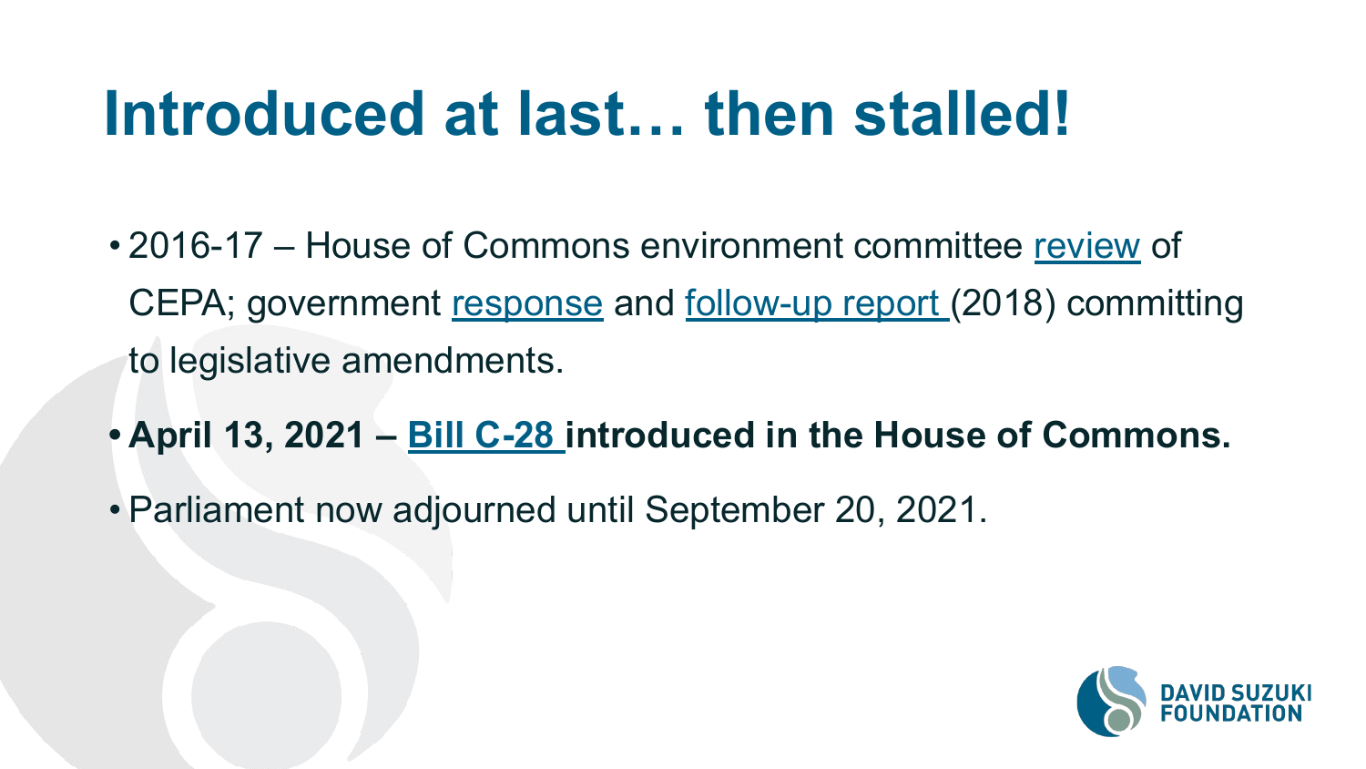# Introduced at last… then stalled!

- 2016-17 – House of Commons environment committee review of CEPA; government response and follow-up report (2018) committing to legislative amendments.
- **April 13, 2021 – Bill C-28 introduced in the House of Commons.**
- Parliament now adjourned until September 20, 2021.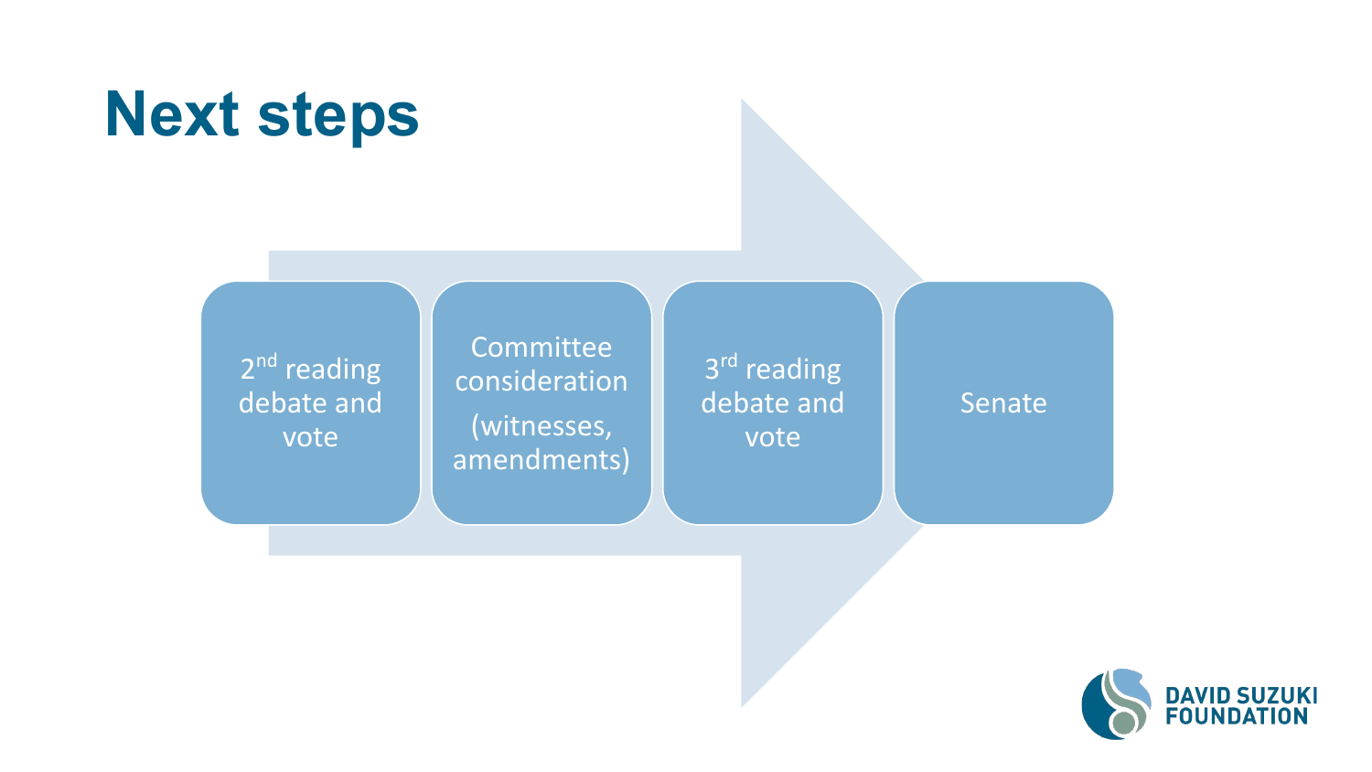# Next steps

1. 2nd reading debate and vote
2. Committee consideration (witnesses, amendments)
3. 3rd reading debate and vote
4. Senate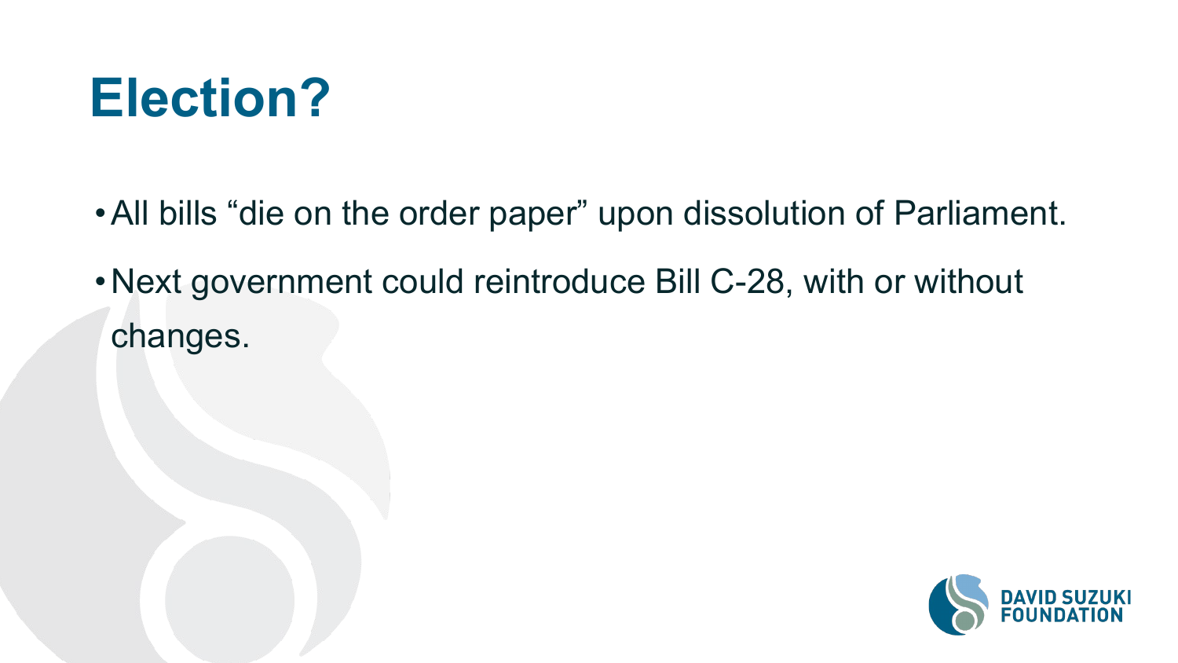# Election?

- All bills “die on the order paper” upon dissolution of Parliament.
- Next government could reintroduce Bill C-28, with or without changes.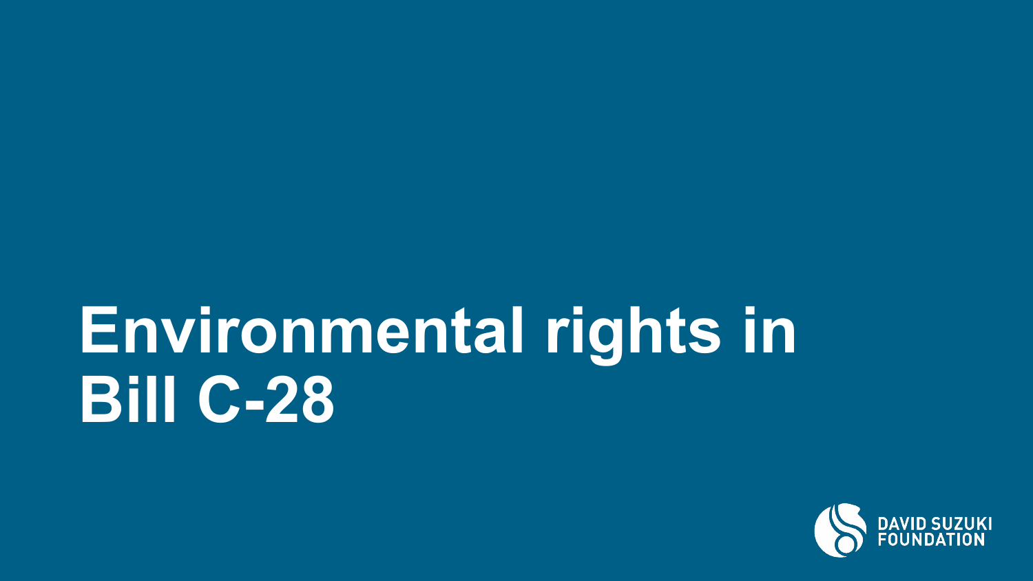# Environmental rights in Bill C-28

DAVID SUZUKI FOUNDATION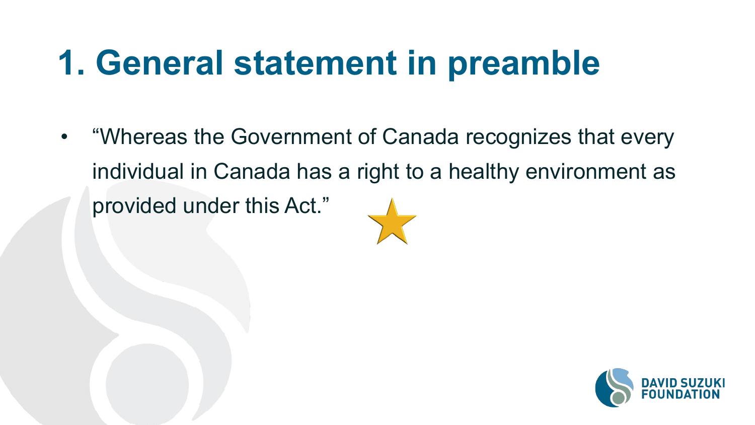# 1. General statement in preamble

- "Whereas the Government of Canada recognizes that every individual in Canada has a right to a healthy environment as provided under this Act."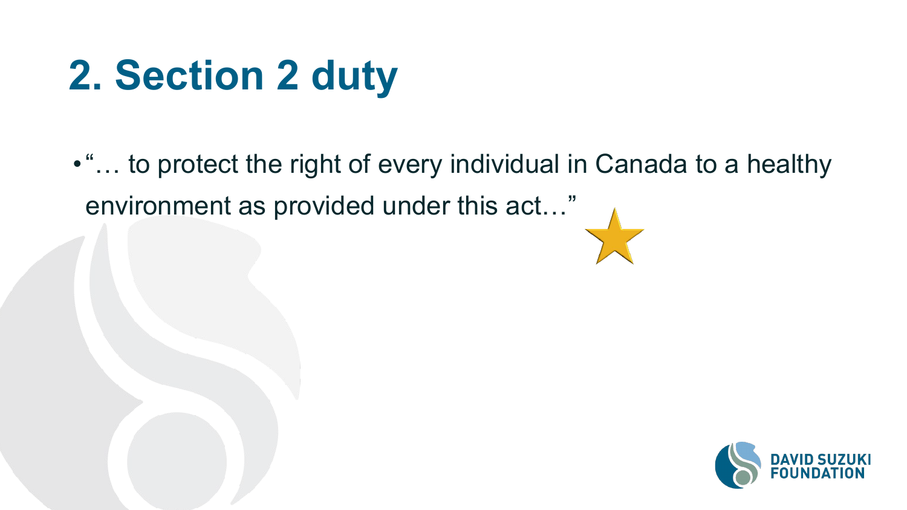# 2. Section 2 duty

- "… to protect the right of every individual in Canada to a healthy environment as provided under this act…"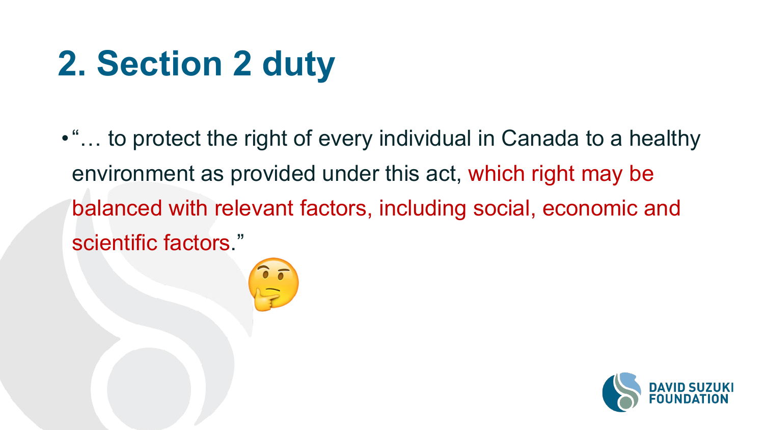# 2. Section 2 duty

- "… to protect the right of every individual in Canada to a healthy environment as provided under this act, which right may be balanced with relevant factors, including social, economic and scientific factors."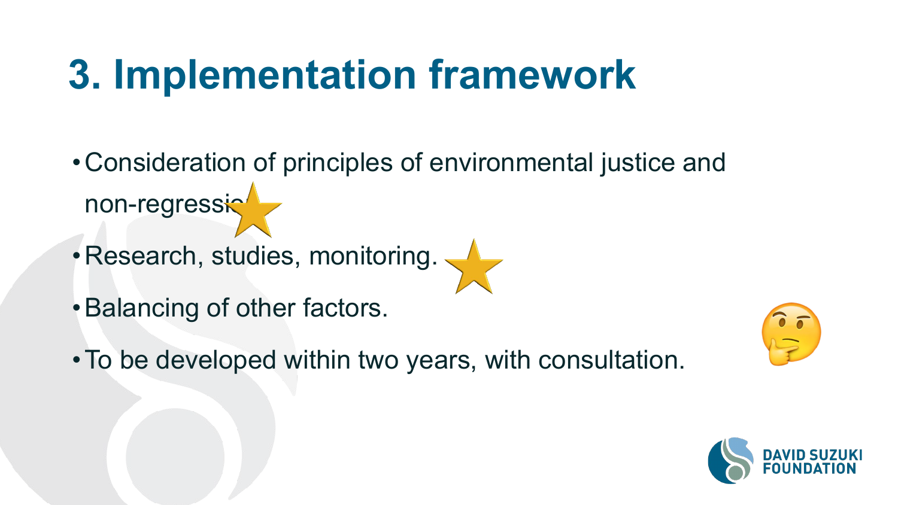# 3. Implementation framework

- Consideration of principles of environmental justice and non-regression.
- Research, studies, monitoring.
- Balancing of other factors.
- To be developed within two years, with consultation.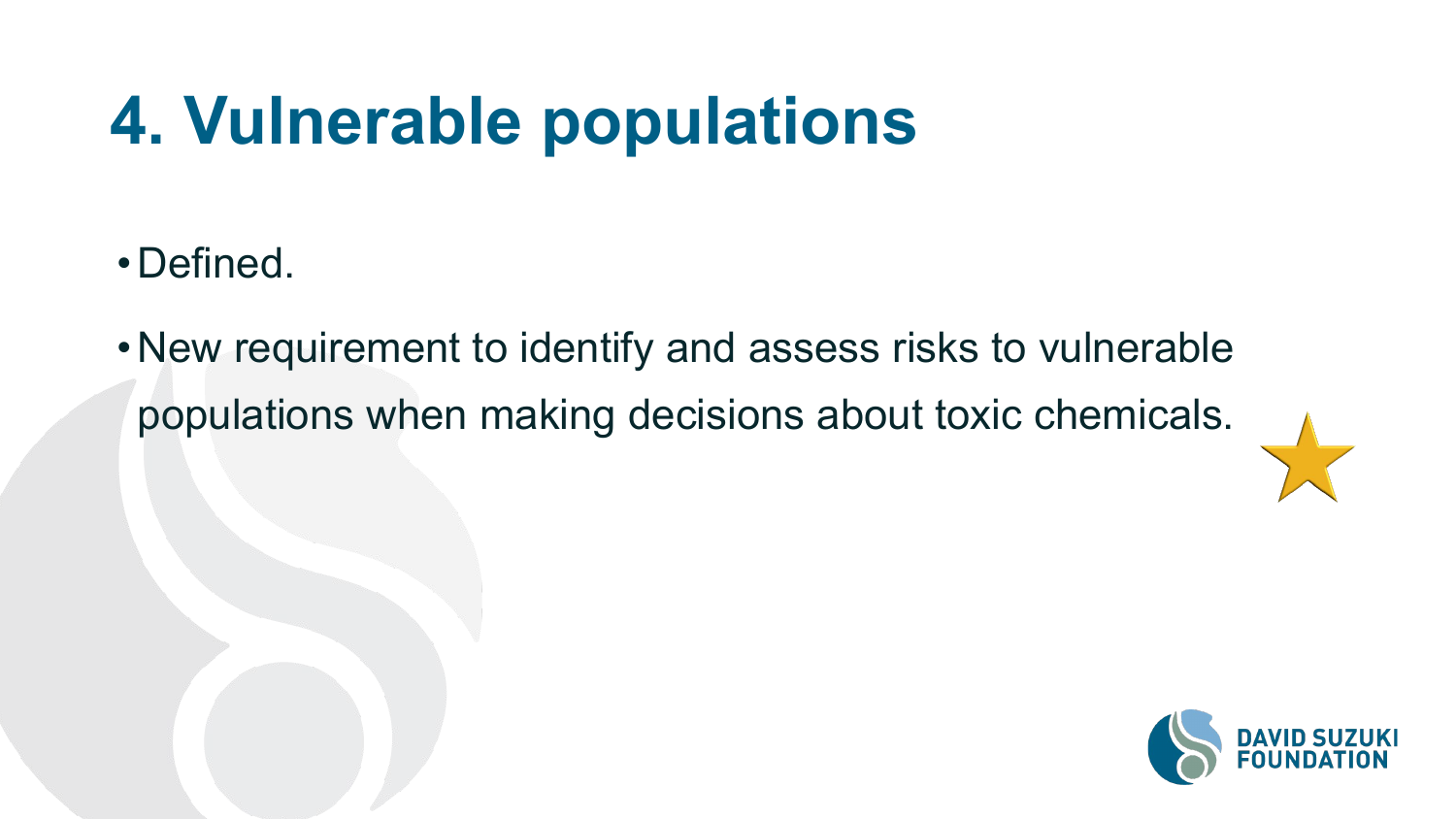# 4. Vulnerable populations

- Defined.
- New requirement to identify and assess risks to vulnerable populations when making decisions about toxic chemicals.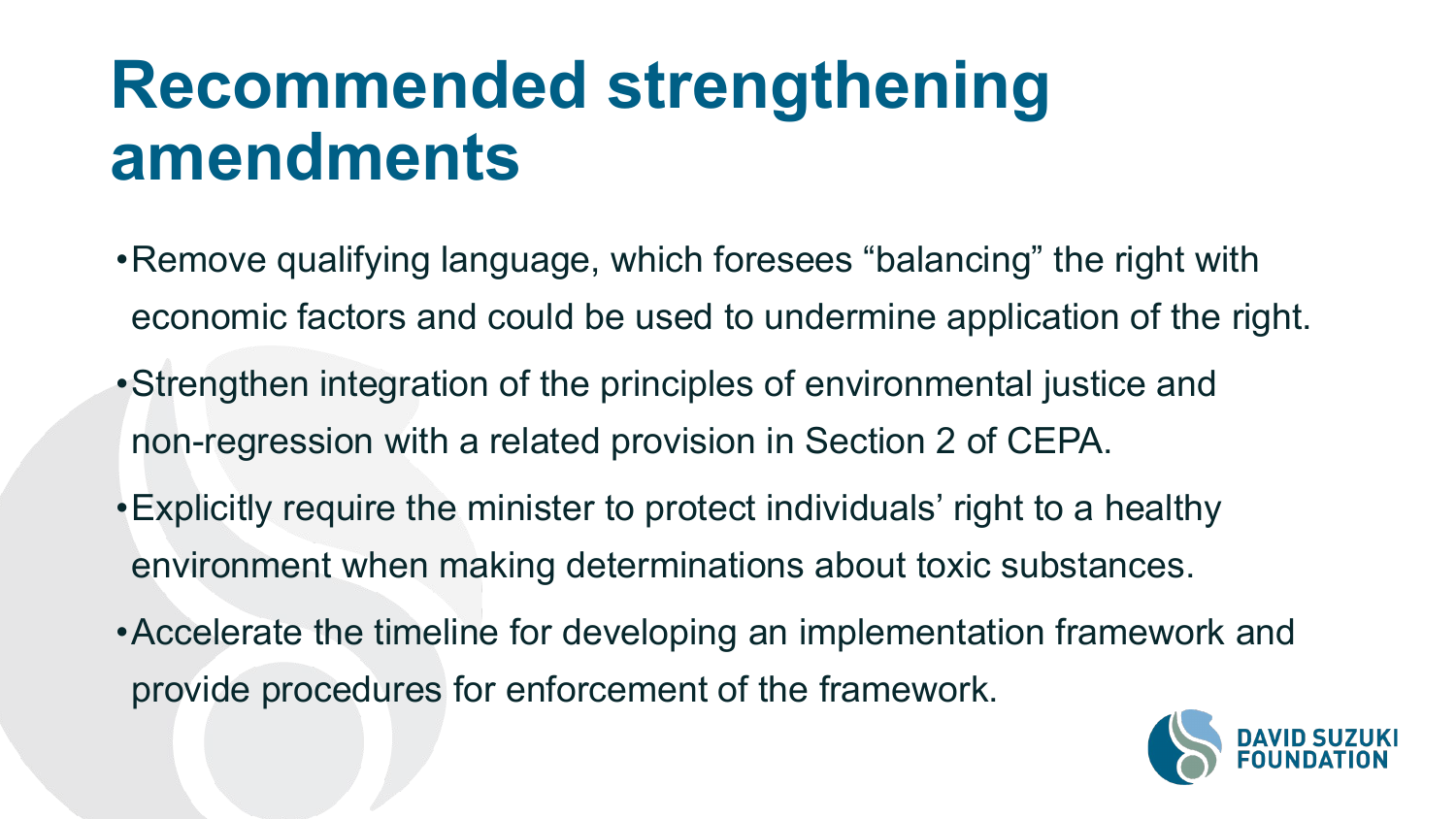# Recommended strengthening amendments

- Remove qualifying language, which foresees "balancing" the right with economic factors and could be used to undermine application of the right.
- Strengthen integration of the principles of environmental justice and non-regression with a related provision in Section 2 of CEPA.
- Explicitly require the minister to protect individuals' right to a healthy environment when making determinations about toxic substances.
- Accelerate the timeline for developing an implementation framework and provide procedures for enforcement of the framework.

DAVID SUZUKI FOUNDATION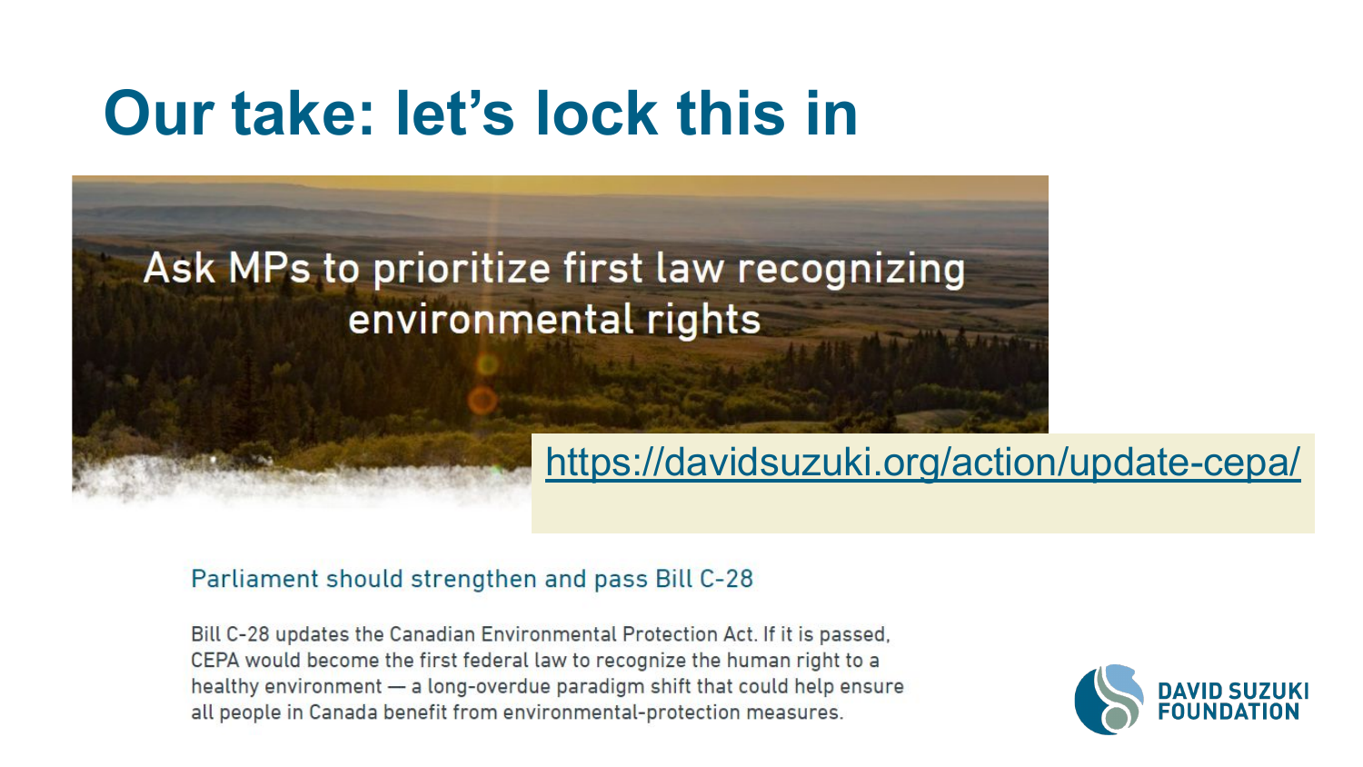# Our take: let's lock this in

Ask MPs to prioritize first law recognizing environmental rights

https://davidsuzuki.org/action/update-cepa/

Parliament should strengthen and pass Bill C-28

Bill C-28 updates the Canadian Environmental Protection Act. If it is passed, CEPA would become the first federal law to recognize the human right to a healthy environment — a long-overdue paradigm shift that could help ensure all people in Canada benefit from environmental-protection measures.

DAVID SUZUKI FOUNDATION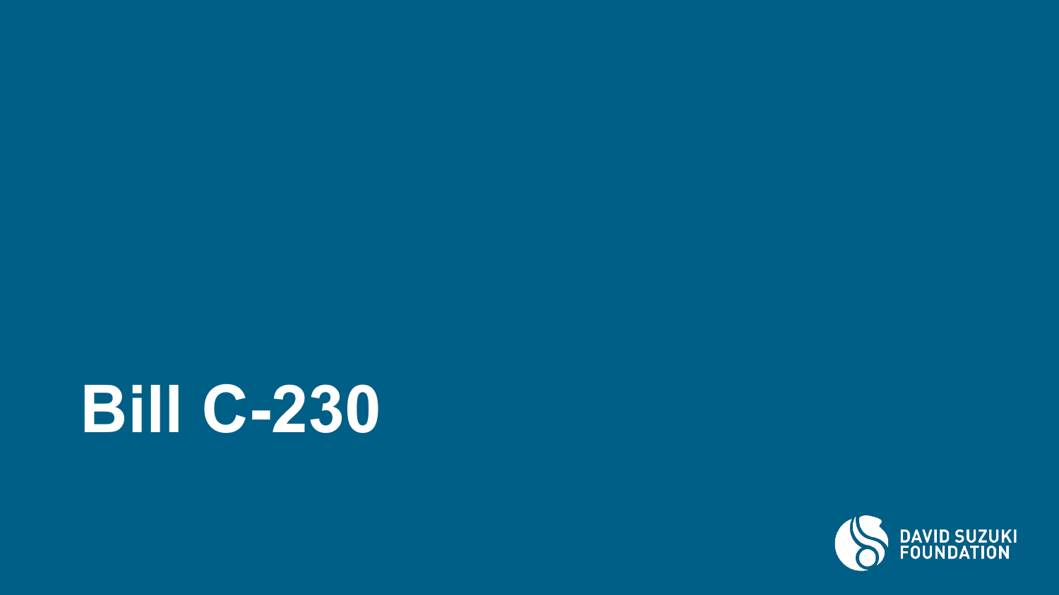# Bill C-230

DAVID SUZUKI FOUNDATION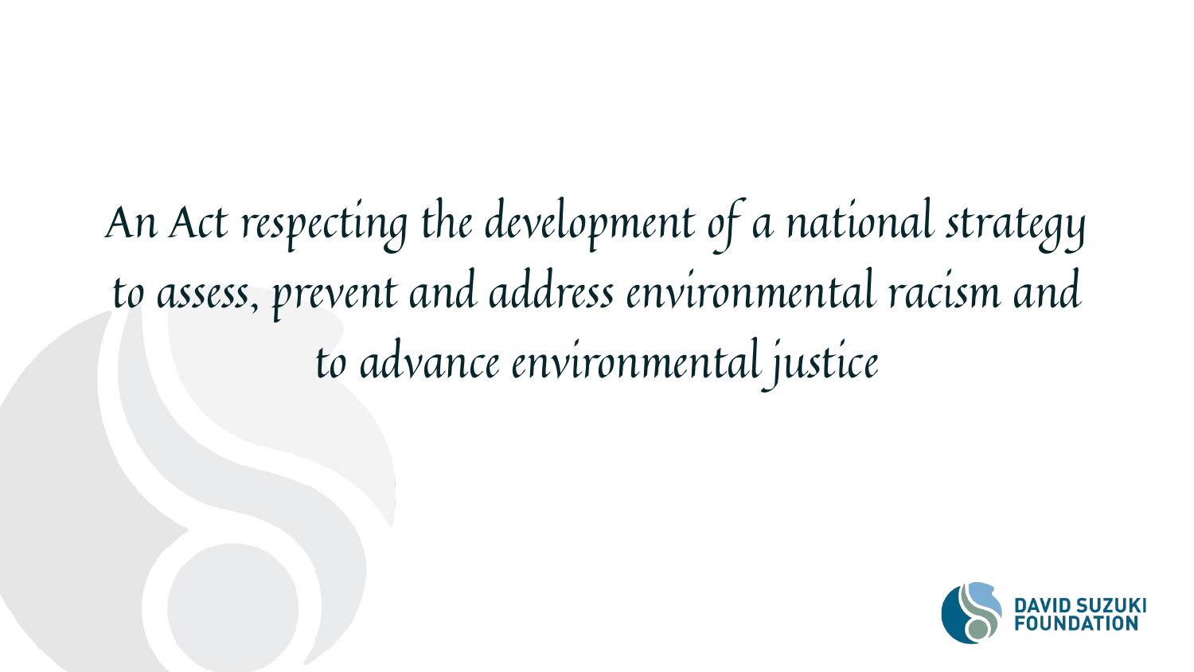# An Act respecting the development of a national strategy to assess, prevent and address environmental racism and to advance environmental justice

DAVID SUZUKI FOUNDATION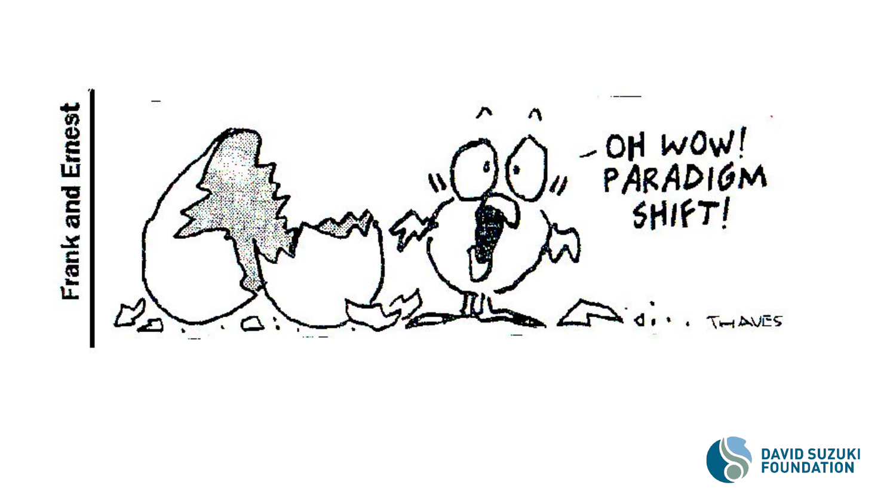Frank and Ernest

OH WOW! PARADIGM SHIFT!

THAVES